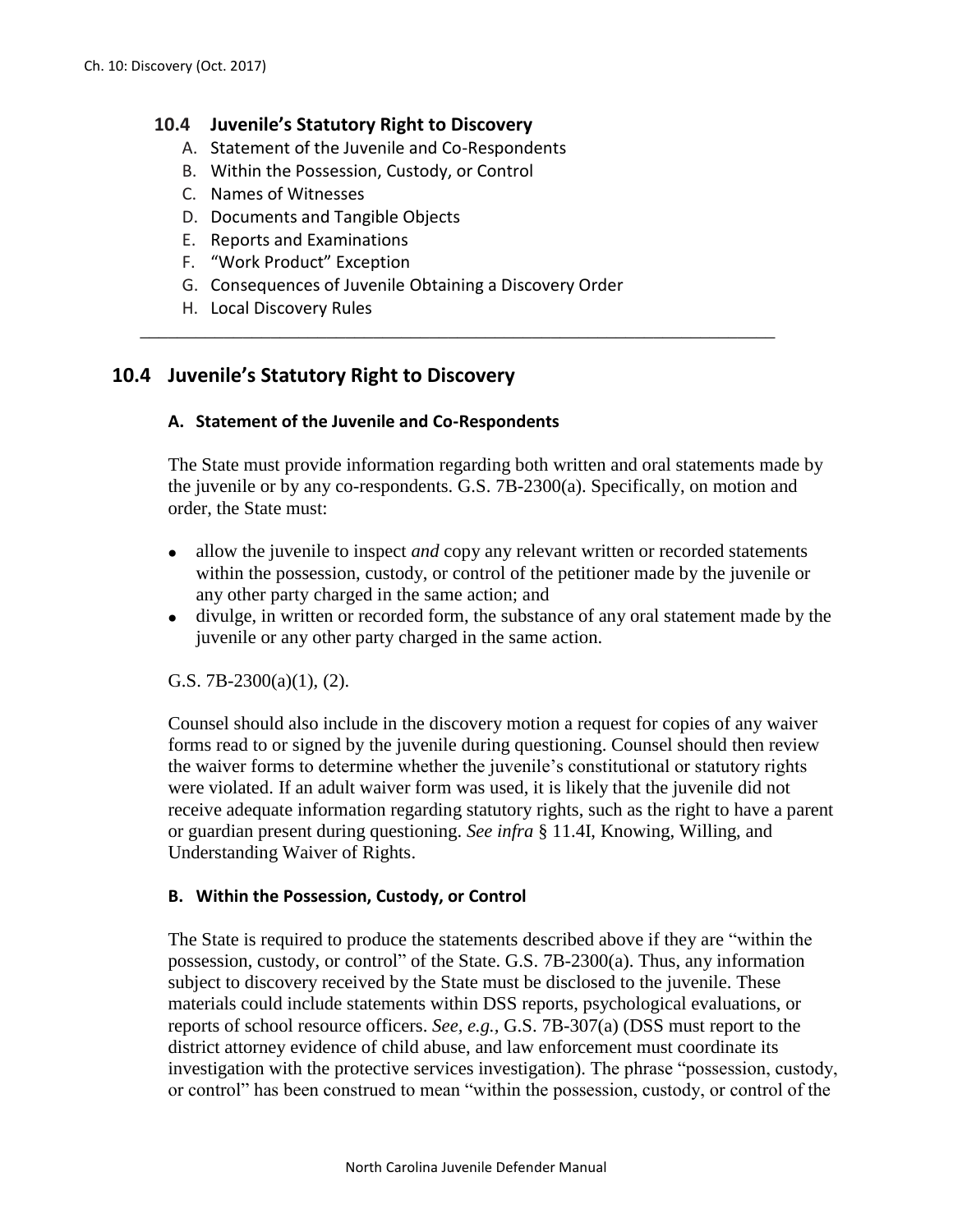## 10.4 Juvenile's Statutory Right to Discovery

A. Statement of the Juvenile and Co-Respondents
B. Within the Possession, Custody, or Control
C. Names of Witnesses
D. Documents and Tangible Objects
E. Reports and Examinations
F. "Work Product" Exception
G. Consequences of Juvenile Obtaining a Discovery Order
H. Local Discovery Rules

---

## 10.4 Juvenile's Statutory Right to Discovery

### A. Statement of the Juvenile and Co-Respondents

The State must provide information regarding both written and oral statements made by the juvenile or by any co-respondents. G.S. 7B-2300(a). Specifically, on motion and order, the State must:

- allow the juvenile to inspect *and* copy any relevant written or recorded statements within the possession, custody, or control of the petitioner made by the juvenile or any other party charged in the same action; and
- divulge, in written or recorded form, the substance of any oral statement made by the juvenile or any other party charged in the same action.

G.S. 7B-2300(a)(1), (2).

Counsel should also include in the discovery motion a request for copies of any waiver forms read to or signed by the juvenile during questioning. Counsel should then review the waiver forms to determine whether the juvenile's constitutional or statutory rights were violated. If an adult waiver form was used, it is likely that the juvenile did not receive adequate information regarding statutory rights, such as the right to have a parent or guardian present during questioning. *See infra* § 11.4I, Knowing, Willing, and Understanding Waiver of Rights.

### B. Within the Possession, Custody, or Control

The State is required to produce the statements described above if they are "within the possession, custody, or control" of the State. G.S. 7B-2300(a). Thus, any information subject to discovery received by the State must be disclosed to the juvenile. These materials could include statements within DSS reports, psychological evaluations, or reports of school resource officers. *See, e.g.*, G.S. 7B-307(a) (DSS must report to the district attorney evidence of child abuse, and law enforcement must coordinate its investigation with the protective services investigation). The phrase "possession, custody, or control" has been construed to mean "within the possession, custody, or control of the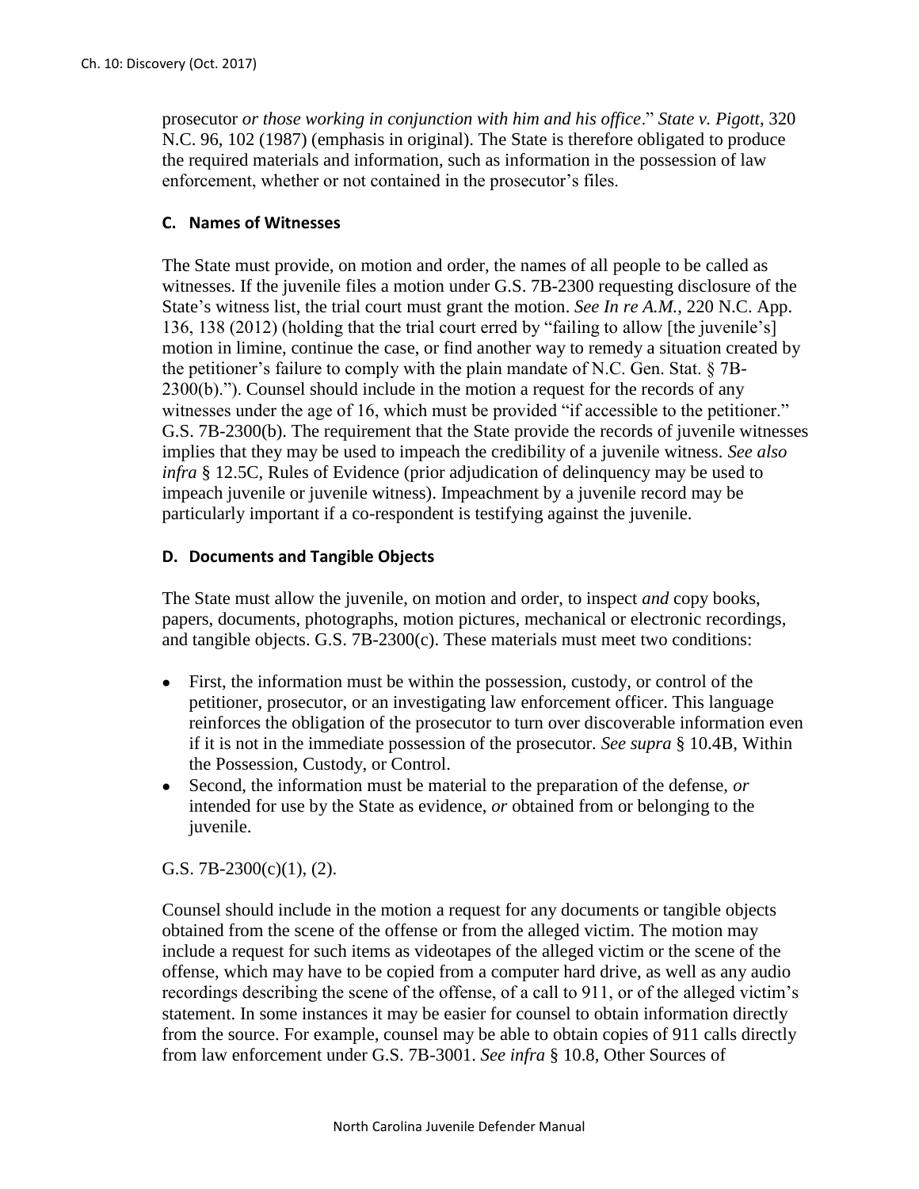prosecutor *or those working in conjunction with him and his office*." *State v. Pigott*, 320 N.C. 96, 102 (1987) (emphasis in original). The State is therefore obligated to produce the required materials and information, such as information in the possession of law enforcement, whether or not contained in the prosecutor's files.

### C. Names of Witnesses

The State must provide, on motion and order, the names of all people to be called as witnesses. If the juvenile files a motion under G.S. 7B-2300 requesting disclosure of the State's witness list, the trial court must grant the motion. *See In re A.M.*, 220 N.C. App. 136, 138 (2012) (holding that the trial court erred by "failing to allow [the juvenile's] motion in limine, continue the case, or find another way to remedy a situation created by the petitioner's failure to comply with the plain mandate of N.C. Gen. Stat. § 7B-2300(b)."). Counsel should include in the motion a request for the records of any witnesses under the age of 16, which must be provided "if accessible to the petitioner." G.S. 7B-2300(b). The requirement that the State provide the records of juvenile witnesses implies that they may be used to impeach the credibility of a juvenile witness. *See also infra* § 12.5C, Rules of Evidence (prior adjudication of delinquency may be used to impeach juvenile or juvenile witness). Impeachment by a juvenile record may be particularly important if a co-respondent is testifying against the juvenile.

### D. Documents and Tangible Objects

The State must allow the juvenile, on motion and order, to inspect *and* copy books, papers, documents, photographs, motion pictures, mechanical or electronic recordings, and tangible objects. G.S. 7B-2300(c). These materials must meet two conditions:

- First, the information must be within the possession, custody, or control of the petitioner, prosecutor, or an investigating law enforcement officer. This language reinforces the obligation of the prosecutor to turn over discoverable information even if it is not in the immediate possession of the prosecutor. *See supra* § 10.4B, Within the Possession, Custody, or Control.
- Second, the information must be material to the preparation of the defense, *or* intended for use by the State as evidence, *or* obtained from or belonging to the juvenile.

G.S. 7B-2300(c)(1), (2).

Counsel should include in the motion a request for any documents or tangible objects obtained from the scene of the offense or from the alleged victim. The motion may include a request for such items as videotapes of the alleged victim or the scene of the offense, which may have to be copied from a computer hard drive, as well as any audio recordings describing the scene of the offense, of a call to 911, or of the alleged victim's statement. In some instances it may be easier for counsel to obtain information directly from the source. For example, counsel may be able to obtain copies of 911 calls directly from law enforcement under G.S. 7B-3001. *See infra* § 10.8, Other Sources of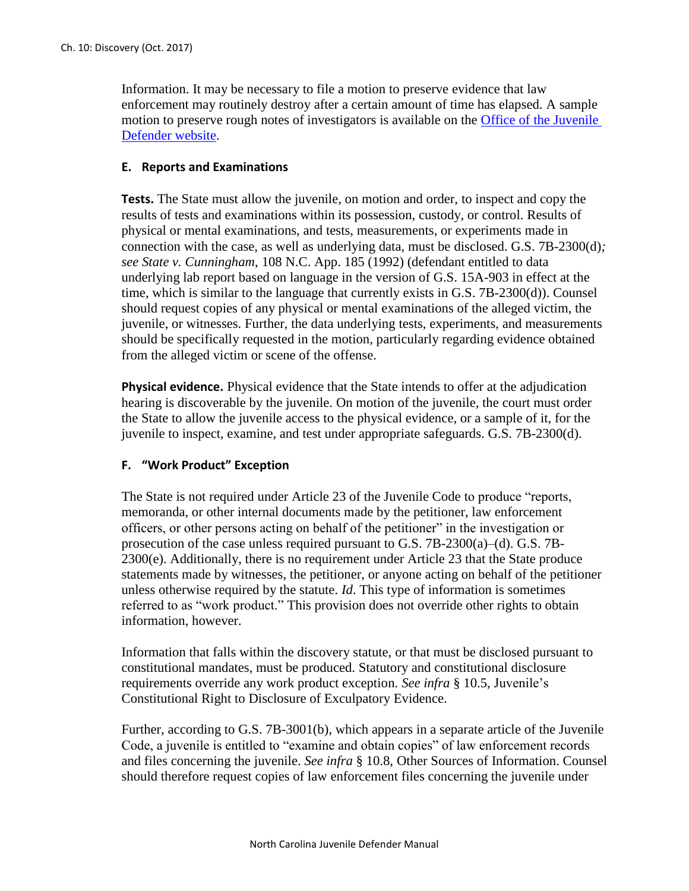Information. It may be necessary to file a motion to preserve evidence that law enforcement may routinely destroy after a certain amount of time has elapsed. A sample motion to preserve rough notes of investigators is available on the [Office of the Juvenile Defender website](#).

### E. Reports and Examinations

**Tests.** The State must allow the juvenile, on motion and order, to inspect and copy the results of tests and examinations within its possession, custody, or control. Results of physical or mental examinations, and tests, measurements, or experiments made in connection with the case, as well as underlying data, must be disclosed. G.S. 7B-2300(d)*; see State v. Cunningham*, 108 N.C. App. 185 (1992) (defendant entitled to data underlying lab report based on language in the version of G.S. 15A-903 in effect at the time, which is similar to the language that currently exists in G.S. 7B-2300(d)). Counsel should request copies of any physical or mental examinations of the alleged victim, the juvenile, or witnesses. Further, the data underlying tests, experiments, and measurements should be specifically requested in the motion, particularly regarding evidence obtained from the alleged victim or scene of the offense.

**Physical evidence.** Physical evidence that the State intends to offer at the adjudication hearing is discoverable by the juvenile. On motion of the juvenile, the court must order the State to allow the juvenile access to the physical evidence, or a sample of it, for the juvenile to inspect, examine, and test under appropriate safeguards. G.S. 7B-2300(d).

### F. "Work Product" Exception

The State is not required under Article 23 of the Juvenile Code to produce "reports, memoranda, or other internal documents made by the petitioner, law enforcement officers, or other persons acting on behalf of the petitioner" in the investigation or prosecution of the case unless required pursuant to G.S. 7B-2300(a)–(d). G.S. 7B-2300(e). Additionally, there is no requirement under Article 23 that the State produce statements made by witnesses, the petitioner, or anyone acting on behalf of the petitioner unless otherwise required by the statute. *Id*. This type of information is sometimes referred to as "work product." This provision does not override other rights to obtain information, however.

Information that falls within the discovery statute, or that must be disclosed pursuant to constitutional mandates, must be produced. Statutory and constitutional disclosure requirements override any work product exception. *See infra* § 10.5, Juvenile's Constitutional Right to Disclosure of Exculpatory Evidence.

Further, according to G.S. 7B-3001(b), which appears in a separate article of the Juvenile Code, a juvenile is entitled to "examine and obtain copies" of law enforcement records and files concerning the juvenile. *See infra* § 10.8, Other Sources of Information. Counsel should therefore request copies of law enforcement files concerning the juvenile under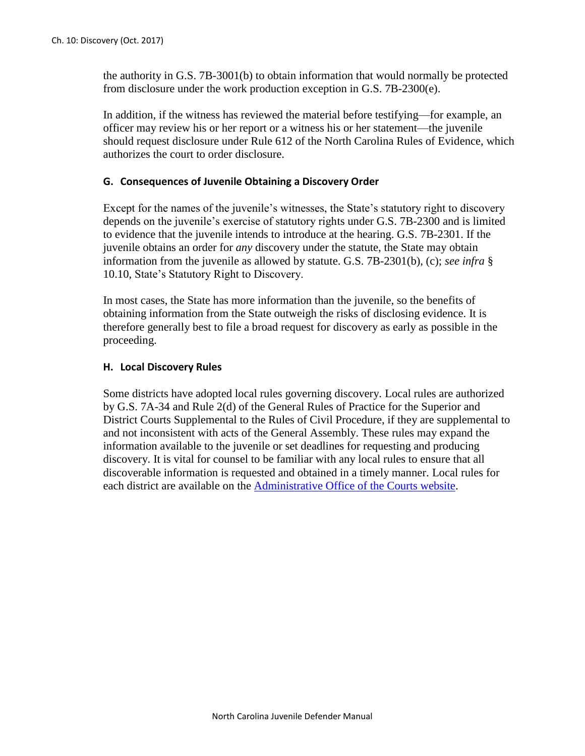the authority in G.S. 7B-3001(b) to obtain information that would normally be protected from disclosure under the work production exception in G.S. 7B-2300(e).

In addition, if the witness has reviewed the material before testifying—for example, an officer may review his or her report or a witness his or her statement—the juvenile should request disclosure under Rule 612 of the North Carolina Rules of Evidence, which authorizes the court to order disclosure.

### G. Consequences of Juvenile Obtaining a Discovery Order

Except for the names of the juvenile's witnesses, the State's statutory right to discovery depends on the juvenile's exercise of statutory rights under G.S. 7B-2300 and is limited to evidence that the juvenile intends to introduce at the hearing. G.S. 7B-2301. If the juvenile obtains an order for *any* discovery under the statute, the State may obtain information from the juvenile as allowed by statute. G.S. 7B-2301(b), (c); *see infra* § 10.10, State's Statutory Right to Discovery.

In most cases, the State has more information than the juvenile, so the benefits of obtaining information from the State outweigh the risks of disclosing evidence. It is therefore generally best to file a broad request for discovery as early as possible in the proceeding.

### H. Local Discovery Rules

Some districts have adopted local rules governing discovery. Local rules are authorized by G.S. 7A-34 and Rule 2(d) of the General Rules of Practice for the Superior and District Courts Supplemental to the Rules of Civil Procedure, if they are supplemental to and not inconsistent with acts of the General Assembly. These rules may expand the information available to the juvenile or set deadlines for requesting and producing discovery. It is vital for counsel to be familiar with any local rules to ensure that all discoverable information is requested and obtained in a timely manner. Local rules for each district are available on the Administrative Office of the Courts website.